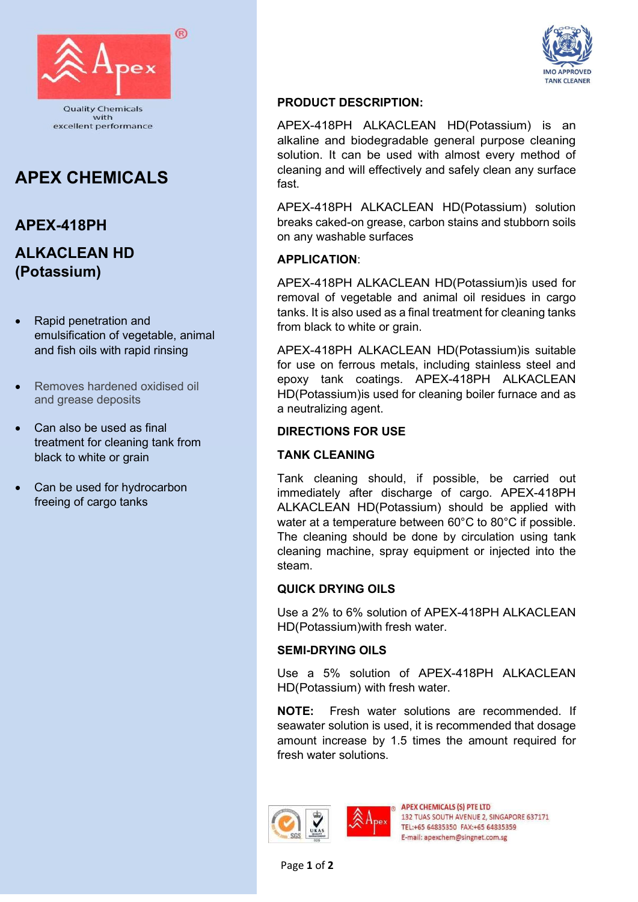Quality Chemicals with excellent performance

# APEX CHEMICALS

## APEX-418PH

## ALKACLEAN HD (Potassium)

- Rapid penetration and emulsification of vegetable, animal and fish oils with rapid rinsing
- Removes hardened oxidised oil and grease deposits
- Can also be used as final treatment for cleaning tank from black to white or grain
- Can be used for hydrocarbon freeing of cargo tanks

IMO APPROVED TANK CLEANER

**PRODUCT DESCRIPTION:**

APEX-418PH ALKACLEAN HD(Potassium) is an alkaline and biodegradable general purpose cleaning solution. It can be used with almost every method of cleaning and will effectively and safely clean any surface fast.

APEX-418PH ALKACLEAN HD(Potassium) solution breaks caked-on grease, carbon stains and stubborn soils on any washable surfaces

**APPLICATION**:

APEX-418PH ALKACLEAN HD(Potassium)is used for removal of vegetable and animal oil residues in cargo tanks. It is also used as a final treatment for cleaning tanks from black to white or grain.

APEX-418PH ALKACLEAN HD(Potassium)is suitable for use on ferrous metals, including stainless steel and epoxy tank coatings. APEX-418PH ALKACLEAN HD(Potassium)is used for cleaning boiler furnace and as a neutralizing agent.

**DIRECTIONS FOR USE**

**TANK CLEANING**

Tank cleaning should, if possible, be carried out immediately after discharge of cargo. APEX-418PH ALKACLEAN HD(Potassium) should be applied with water at a temperature between 60°C to 80°C if possible. The cleaning should be done by circulation using tank cleaning machine, spray equipment or injected into the steam.

**QUICK DRYING OILS**

Use a 2% to 6% solution of APEX-418PH ALKACLEAN HD(Potassium)with fresh water.

**SEMI-DRYING OILS**

Use a 5% solution of APEX-418PH ALKACLEAN HD(Potassium) with fresh water.

**NOTE:** Fresh water solutions are recommended. If seawater solution is used, it is recommended that dosage amount increase by 1.5 times the amount required for fresh water solutions.

APEX CHEMICALS (S) PTE LTD
132 TUAS SOUTH AVENUE 2, SINGAPORE 637171
TEL:+65 64835350 FAX:+65 64835359
E-mail: apexchem@singnet.com.sg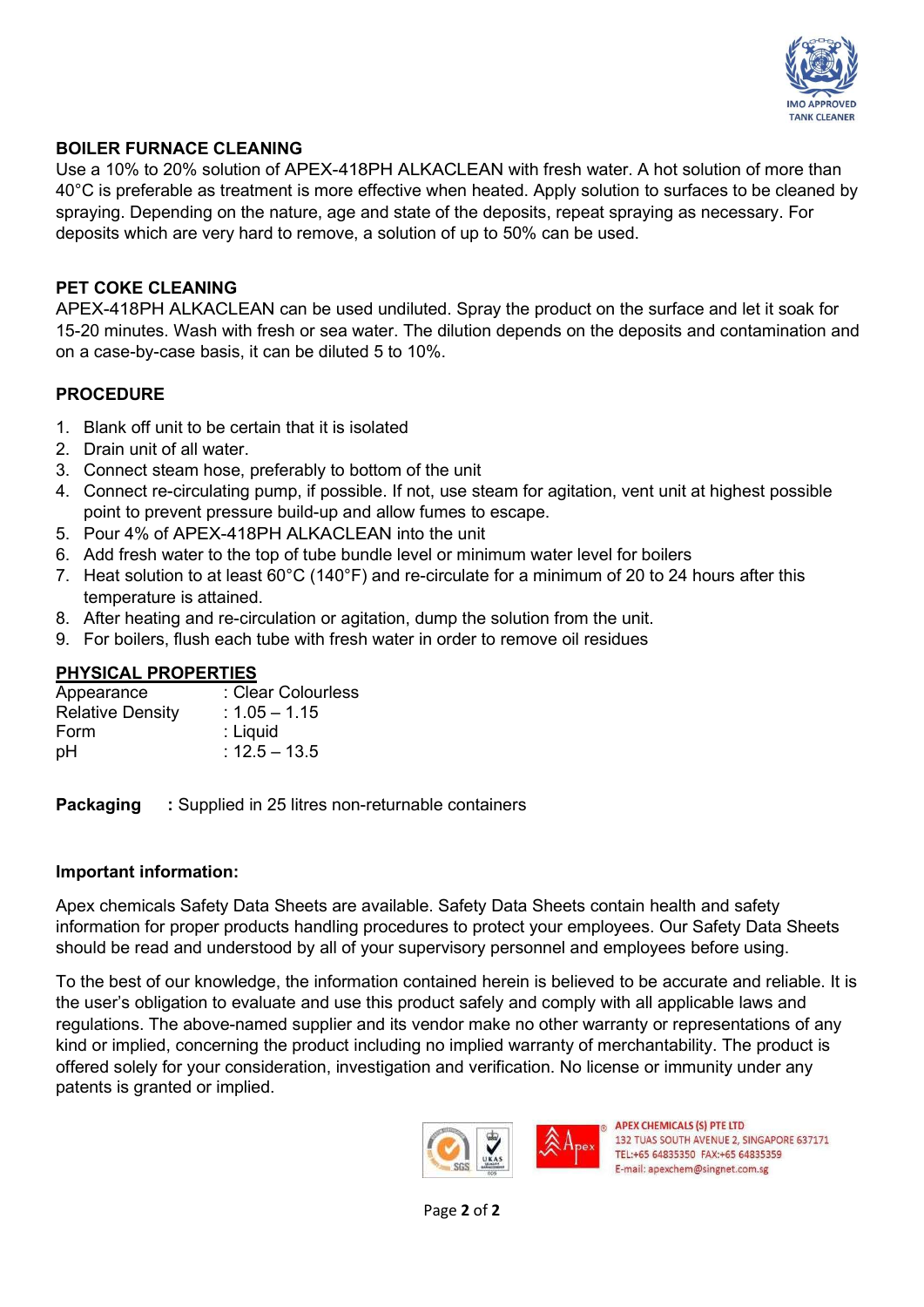IMO APPROVED TANK CLEANER

## BOILER FURNACE CLEANING

Use a 10% to 20% solution of APEX-418PH ALKACLEAN with fresh water. A hot solution of more than 40°C is preferable as treatment is more effective when heated. Apply solution to surfaces to be cleaned by spraying. Depending on the nature, age and state of the deposits, repeat spraying as necessary. For deposits which are very hard to remove, a solution of up to 50% can be used.

## PET COKE CLEANING

APEX-418PH ALKACLEAN can be used undiluted. Spray the product on the surface and let it soak for 15-20 minutes. Wash with fresh or sea water. The dilution depends on the deposits and contamination and on a case-by-case basis, it can be diluted 5 to 10%.

## PROCEDURE

1. Blank off unit to be certain that it is isolated
2. Drain unit of all water.
3. Connect steam hose, preferably to bottom of the unit
4. Connect re-circulating pump, if possible. If not, use steam for agitation, vent unit at highest possible point to prevent pressure build-up and allow fumes to escape.
5. Pour 4% of APEX-418PH ALKACLEAN into the unit
6. Add fresh water to the top of tube bundle level or minimum water level for boilers
7. Heat solution to at least 60°C (140°F) and re-circulate for a minimum of 20 to 24 hours after this temperature is attained.
8. After heating and re-circulation or agitation, dump the solution from the unit.
9. For boilers, flush each tube with fresh water in order to remove oil residues

## PHYSICAL PROPERTIES

| | |
|---|---|
| Appearance | : Clear Colourless |
| Relative Density | : 1.05 – 1.15 |
| Form | : Liquid |
| pH | : 12.5 – 13.5 |

**Packaging** : Supplied in 25 litres non-returnable containers

**Important information:**

Apex chemicals Safety Data Sheets are available. Safety Data Sheets contain health and safety information for proper products handling procedures to protect your employees. Our Safety Data Sheets should be read and understood by all of your supervisory personnel and employees before using.

To the best of our knowledge, the information contained herein is believed to be accurate and reliable. It is the user's obligation to evaluate and use this product safely and comply with all applicable laws and regulations. The above-named supplier and its vendor make no other warranty or representations of any kind or implied, concerning the product including no implied warranty of merchantability. The product is offered solely for your consideration, investigation and verification. No license or immunity under any patents is granted or implied.

APEX CHEMICALS (S) PTE LTD
132 TUAS SOUTH AVENUE 2, SINGAPORE 637171
TEL:+65 64835350 FAX:+65 64835359
E-mail: apexchem@singnet.com.sg